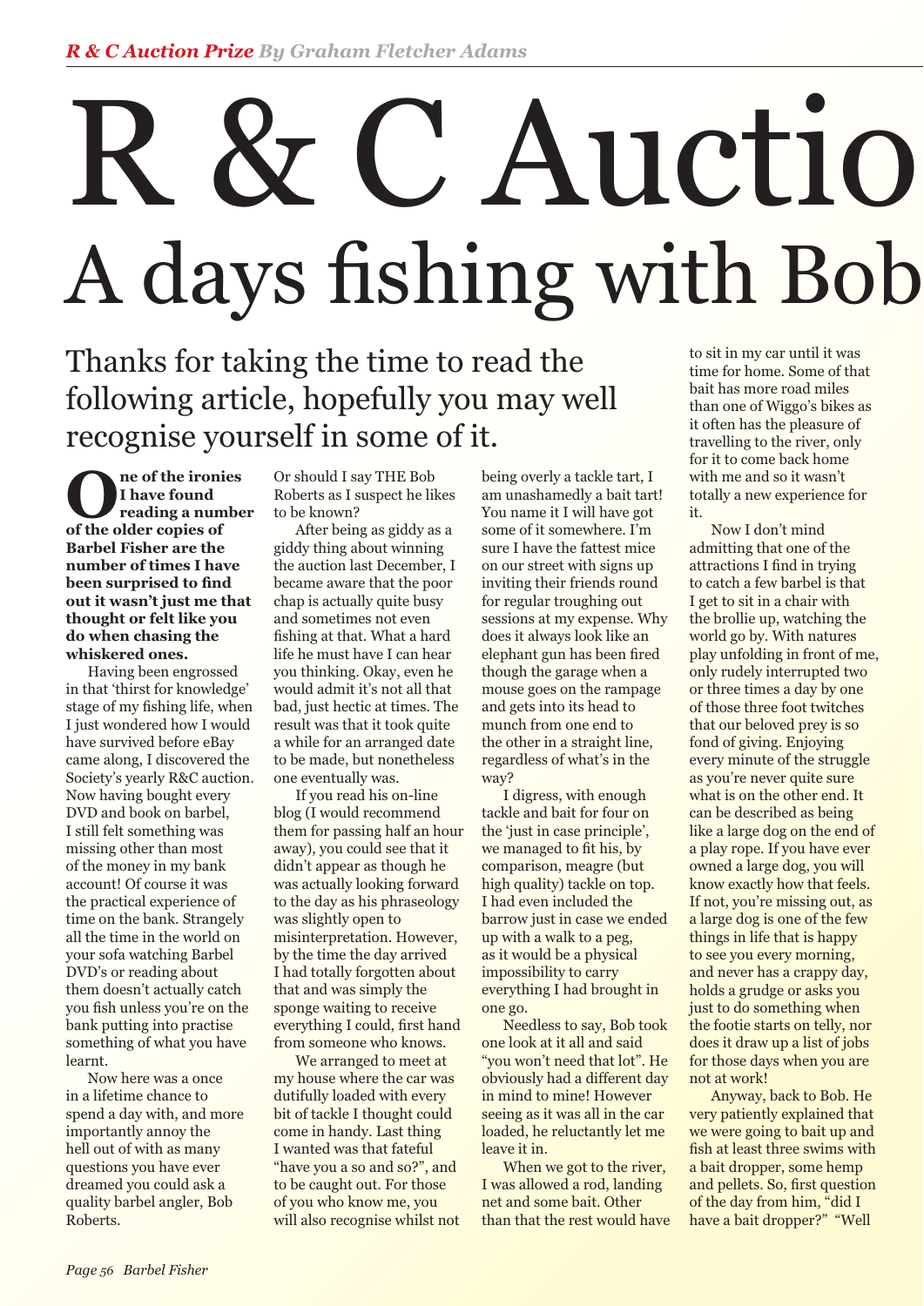*R & C Auction Prize* *By Graham Fletcher Adams*

# R & C Auctio

# A days fishing with Bob

## Thanks for taking the time to read the following article, hopefully you may well recognise yourself in some of it.

**One of the ironies I have found reading a number of the older copies of Barbel Fisher are the number of times I have been surprised to find out it wasn't just me that thought or felt like you do when chasing the whiskered ones.**

Having been engrossed in that 'thirst for knowledge' stage of my fishing life, when I just wondered how I would have survived before eBay came along, I discovered the Society's yearly R&C auction. Now having bought every DVD and book on barbel, I still felt something was missing other than most of the money in my bank account! Of course it was the practical experience of time on the bank. Strangely all the time in the world on your sofa watching Barbel DVD's or reading about them doesn't actually catch you fish unless you're on the bank putting into practise something of what you have learnt.

Now here was a once in a lifetime chance to spend a day with, and more importantly annoy the hell out of with as many questions you have ever dreamed you could ask a quality barbel angler, Bob Roberts.

Or should I say THE Bob Roberts as I suspect he likes to be known?

After being as giddy as a giddy thing about winning the auction last December, I became aware that the poor chap is actually quite busy and sometimes not even fishing at that. What a hard life he must have I can hear you thinking. Okay, even he would admit it's not all that bad, just hectic at times. The result was that it took quite a while for an arranged date to be made, but nonetheless one eventually was.

If you read his on-line blog (I would recommend them for passing half an hour away), you could see that it didn't appear as though he was actually looking forward to the day as his phraseology was slightly open to misinterpretation. However, by the time the day arrived I had totally forgotten about that and was simply the sponge waiting to receive everything I could, first hand from someone who knows.

We arranged to meet at my house where the car was dutifully loaded with every bit of tackle I thought could come in handy. Last thing I wanted was that fateful "have you a so and so?", and to be caught out. For those of you who know me, you will also recognise whilst not being overly a tackle tart, I am unashamedly a bait tart! You name it I will have got some of it somewhere. I'm sure I have the fattest mice on our street with signs up inviting their friends round for regular troughing out sessions at my expense. Why does it always look like an elephant gun has been fired though the garage when a mouse goes on the rampage and gets into its head to munch from one end to the other in a straight line, regardless of what's in the way?

I digress, with enough tackle and bait for four on the 'just in case principle', we managed to fit his, by comparison, meagre (but high quality) tackle on top. I had even included the barrow just in case we ended up with a walk to a peg, as it would be a physical impossibility to carry everything I had brought in one go.

Needless to say, Bob took one look at it all and said "you won't need that lot". He obviously had a different day in mind to mine! However seeing as it was all in the car loaded, he reluctantly let me leave it in.

When we got to the river, I was allowed a rod, landing net and some bait. Other than that the rest would have to sit in my car until it was time for home. Some of that bait has more road miles than one of Wiggo's bikes as it often has the pleasure of travelling to the river, only for it to come back home with me and so it wasn't totally a new experience for it.

Now I don't mind admitting that one of the attractions I find in trying to catch a few barbel is that I get to sit in a chair with the brollie up, watching the world go by. With natures play unfolding in front of me, only rudely interrupted two or three times a day by one of those three foot twitches that our beloved prey is so fond of giving. Enjoying every minute of the struggle as you're never quite sure what is on the other end. It can be described as being like a large dog on the end of a play rope. If you have ever owned a large dog, you will know exactly how that feels. If not, you're missing out, as a large dog is one of the few things in life that is happy to see you every morning, and never has a crappy day, holds a grudge or asks you just to do something when the footie starts on telly, nor does it draw up a list of jobs for those days when you are not at work!

Anyway, back to Bob. He very patiently explained that we were going to bait up and fish at least three swims with a bait dropper, some hemp and pellets. So, first question of the day from him, "did I have a bait dropper?" "Well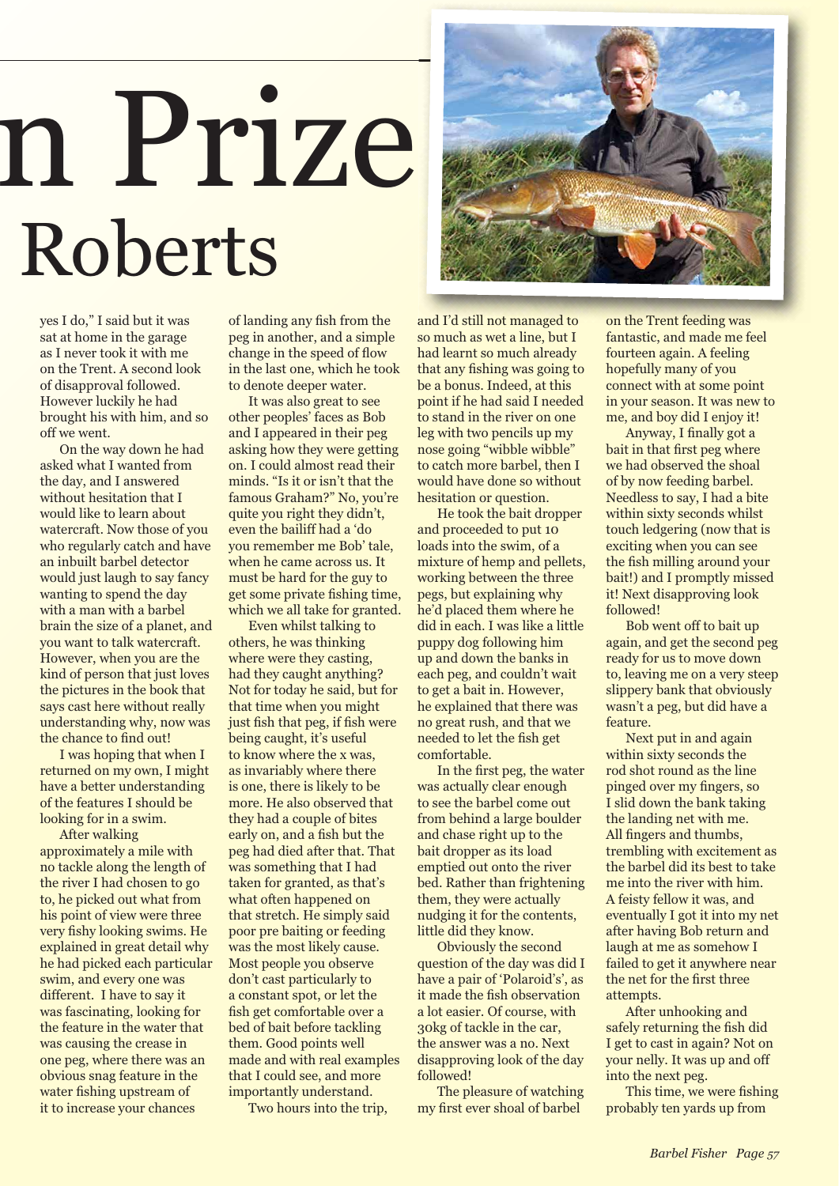# n Prize

## Roberts

yes I do," I said but it was sat at home in the garage as I never took it with me on the Trent. A second look of disapproval followed. However luckily he had brought his with him, and so off we went.

On the way down he had asked what I wanted from the day, and I answered without hesitation that I would like to learn about watercraft. Now those of you who regularly catch and have an inbuilt barbel detector would just laugh to say fancy wanting to spend the day with a man with a barbel brain the size of a planet, and you want to talk watercraft. However, when you are the kind of person that just loves the pictures in the book that says cast here without really understanding why, now was the chance to find out!

I was hoping that when I returned on my own, I might have a better understanding of the features I should be looking for in a swim.

After walking approximately a mile with no tackle along the length of the river I had chosen to go to, he picked out what from his point of view were three very fishy looking swims. He explained in great detail why he had picked each particular swim, and every one was different. I have to say it was fascinating, looking for the feature in the water that was causing the crease in one peg, where there was an obvious snag feature in the water fishing upstream of it to increase your chances of landing any fish from the peg in another, and a simple change in the speed of flow in the last one, which he took to denote deeper water.

It was also great to see other peoples' faces as Bob and I appeared in their peg asking how they were getting on. I could almost read their minds. "Is it or isn't that the famous Graham?" No, you're quite you right they didn't, even the bailiff had a 'do you remember me Bob' tale, when he came across us. It must be hard for the guy to get some private fishing time, which we all take for granted.

Even whilst talking to others, he was thinking where were they casting, had they caught anything? Not for today he said, but for that time when you might just fish that peg, if fish were being caught, it's useful to know where the x was, as invariably where there is one, there is likely to be more. He also observed that they had a couple of bites early on, and a fish but the peg had died after that. That was something that I had taken for granted, as that's what often happened on that stretch. He simply said poor pre baiting or feeding was the most likely cause. Most people you observe don't cast particularly to a constant spot, or let the fish get comfortable over a bed of bait before tackling them. Good points well made and with real examples that I could see, and more importantly understand.

Two hours into the trip, and I'd still not managed to so much as wet a line, but I had learnt so much already that any fishing was going to be a bonus. Indeed, at this point if he had said I needed to stand in the river on one leg with two pencils up my nose going "wibble wibble" to catch more barbel, then I would have done so without hesitation or question.

He took the bait dropper and proceeded to put 10 loads into the swim, of a mixture of hemp and pellets, working between the three pegs, but explaining why he'd placed them where he did in each. I was like a little puppy dog following him up and down the banks in each peg, and couldn't wait to get a bait in. However, he explained that there was no great rush, and that we needed to let the fish get comfortable.

In the first peg, the water was actually clear enough to see the barbel come out from behind a large boulder and chase right up to the bait dropper as its load emptied out onto the river bed. Rather than frightening them, they were actually nudging it for the contents, little did they know.

Obviously the second question of the day was did I have a pair of 'Polaroid's', as it made the fish observation a lot easier. Of course, with 30kg of tackle in the car, the answer was a no. Next disapproving look of the day followed!

The pleasure of watching my first ever shoal of barbel on the Trent feeding was fantastic, and made me feel fourteen again. A feeling hopefully many of you connect with at some point in your season. It was new to me, and boy did I enjoy it!

Anyway, I finally got a bait in that first peg where we had observed the shoal of by now feeding barbel. Needless to say, I had a bite within sixty seconds whilst touch ledgering (now that is exciting when you can see the fish milling around your bait!) and I promptly missed it! Next disapproving look followed!

Bob went off to bait up again, and get the second peg ready for us to move down to, leaving me on a very steep slippery bank that obviously wasn't a peg, but did have a feature.

Next put in and again within sixty seconds the rod shot round as the line pinged over my fingers, so I slid down the bank taking the landing net with me. All fingers and thumbs, trembling with excitement as the barbel did its best to take me into the river with him. A feisty fellow it was, and eventually I got it into my net after having Bob return and laugh at me as somehow I failed to get it anywhere near the net for the first three attempts.

After unhooking and safely returning the fish did I get to cast in again? Not on your nelly. It was up and off into the next peg.

This time, we were fishing probably ten yards up from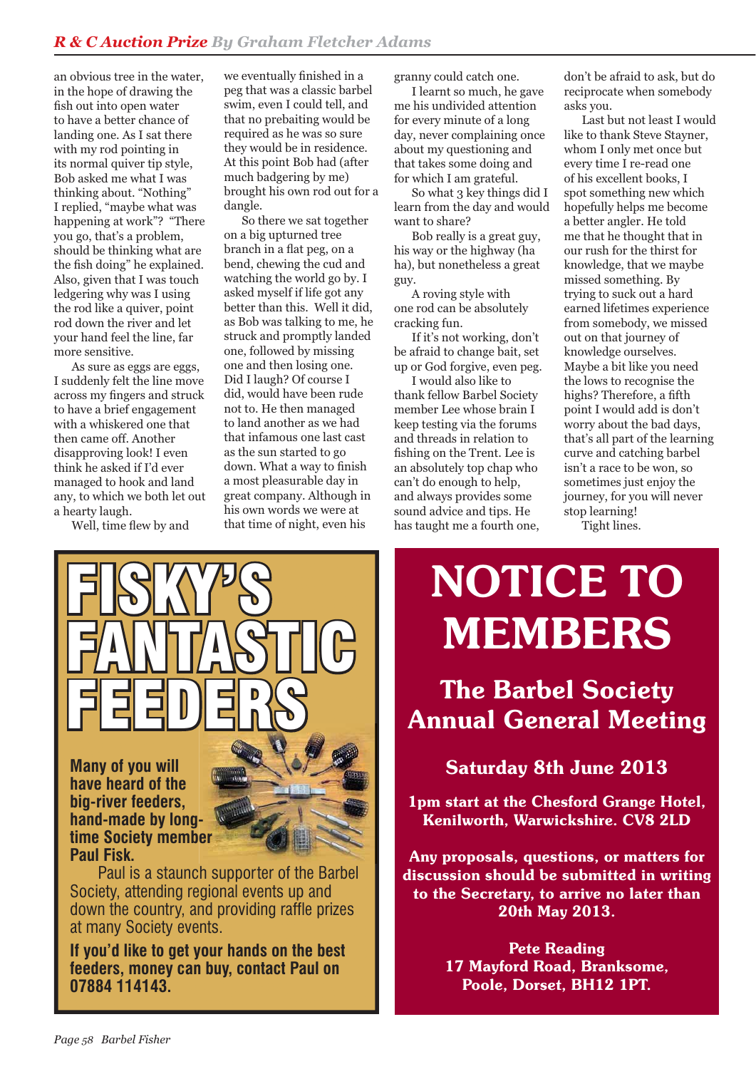an obvious tree in the water, in the hope of drawing the fish out into open water to have a better chance of landing one. As I sat there with my rod pointing in its normal quiver tip style, Bob asked me what I was thinking about. "Nothing" I replied, "maybe what was happening at work"? "There you go, that's a problem, should be thinking what are the fish doing" he explained. Also, given that I was touch ledgering why was I using the rod like a quiver, point rod down the river and let your hand feel the line, far more sensitive.

As sure as eggs are eggs, I suddenly felt the line move across my fingers and struck to have a brief engagement with a whiskered one that then came off. Another disapproving look! I even think he asked if I'd ever managed to hook and land any, to which we both let out a hearty laugh.

Well, time flew by and we eventually finished in a peg that was a classic barbel swim, even I could tell, and that no prebaiting would be required as he was so sure they would be in residence. At this point Bob had (after much badgering by me) brought his own rod out for a dangle.

So there we sat together on a big upturned tree branch in a flat peg, on a bend, chewing the cud and watching the world go by. I asked myself if life got any better than this. Well it did, as Bob was talking to me, he struck and promptly landed one, followed by missing one and then losing one. Did I laugh? Of course I did, would have been rude not to. He then managed to land another as we had that infamous one last cast as the sun started to go down. What a way to finish a most pleasurable day in great company. Although in his own words we were at that time of night, even his granny could catch one.

I learnt so much, he gave me his undivided attention for every minute of a long day, never complaining once about my questioning and that takes some doing and for which I am grateful.

So what 3 key things did I learn from the day and would want to share?

Bob really is a great guy, his way or the highway (ha ha), but nonetheless a great guy.

A roving style with one rod can be absolutely cracking fun.

If it's not working, don't be afraid to change bait, set up or God forgive, even peg.

I would also like to thank fellow Barbel Society member Lee whose brain I keep testing via the forums and threads in relation to fishing on the Trent. Lee is an absolutely top chap who can't do enough to help, and always provides some sound advice and tips. He has taught me a fourth one, don't be afraid to ask, but do reciprocate when somebody asks you.

Last but not least I would like to thank Steve Stayner, whom I only met once but every time I re-read one of his excellent books, I spot something new which hopefully helps me become a better angler. He told me that he thought that in our rush for the thirst for knowledge, we maybe missed something. By trying to suck out a hard earned lifetimes experience from somebody, we missed out on that journey of knowledge ourselves. Maybe a bit like you need the lows to recognise the highs? Therefore, a fifth point I would add is don't worry about the bad days, that's all part of the learning curve and catching barbel isn't a race to be won, so sometimes just enjoy the journey, for you will never stop learning!

Tight lines.

# FISKY'S FANTASTIC FEEDERS

**Many of you will have heard of the big-river feeders, hand-made by long-time Society member Paul Fisk.**

Paul is a staunch supporter of the Barbel Society, attending regional events up and down the country, and providing raffle prizes at many Society events.

**If you'd like to get your hands on the best feeders, money can buy, contact Paul on 07884 114143.**

# NOTICE TO MEMBERS

## The Barbel Society Annual General Meeting

**Saturday 8th June 2013**

**1pm start at the Chesford Grange Hotel, Kenilworth, Warwickshire. CV8 2LD**

**Any proposals, questions, or matters for discussion should be submitted in writing to the Secretary, to arrive no later than 20th May 2013.**

**Pete Reading**
**17 Mayford Road, Branksome, Poole, Dorset, BH12 1PT.**